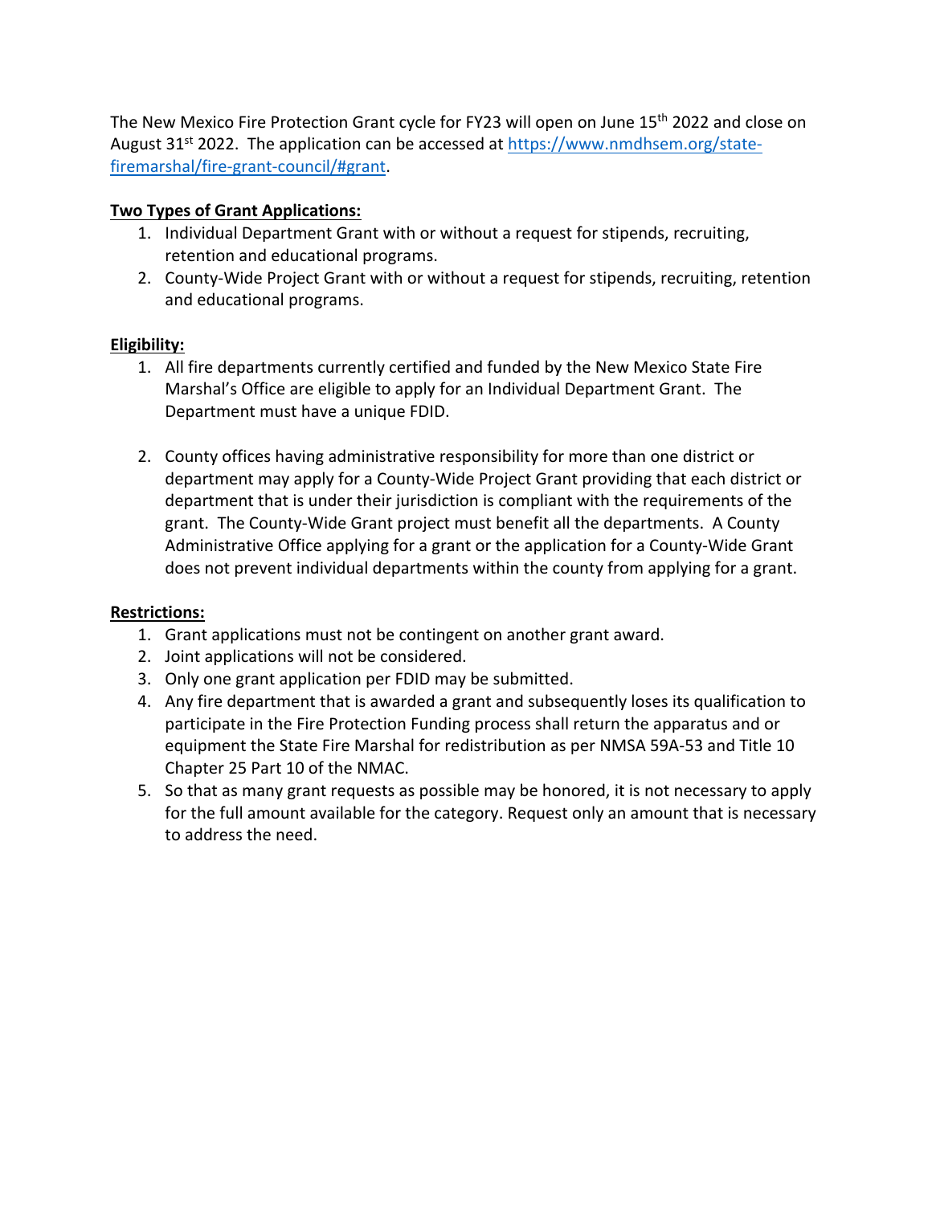The New Mexico Fire Protection Grant cycle for FY23 will open on June 15th 2022 and close on August 31st 2022. The application can be accessed at [https://www.nmdhsem.org/state-firemarshal/fire-grant-council/#grant](https://www.nmdhsem.org/state-firemarshal/fire-grant-council/#grant).

**Two Types of Grant Applications:**

1. Individual Department Grant with or without a request for stipends, recruiting, retention and educational programs.
2. County-Wide Project Grant with or without a request for stipends, recruiting, retention and educational programs.

**Eligibility:**

1. All fire departments currently certified and funded by the New Mexico State Fire Marshal's Office are eligible to apply for an Individual Department Grant. The Department must have a unique FDID.

2. County offices having administrative responsibility for more than one district or department may apply for a County-Wide Project Grant providing that each district or department that is under their jurisdiction is compliant with the requirements of the grant. The County-Wide Grant project must benefit all the departments. A County Administrative Office applying for a grant or the application for a County-Wide Grant does not prevent individual departments within the county from applying for a grant.

**Restrictions:**

1. Grant applications must not be contingent on another grant award.
2. Joint applications will not be considered.
3. Only one grant application per FDID may be submitted.
4. Any fire department that is awarded a grant and subsequently loses its qualification to participate in the Fire Protection Funding process shall return the apparatus and or equipment the State Fire Marshal for redistribution as per NMSA 59A-53 and Title 10 Chapter 25 Part 10 of the NMAC.
5. So that as many grant requests as possible may be honored, it is not necessary to apply for the full amount available for the category. Request only an amount that is necessary to address the need.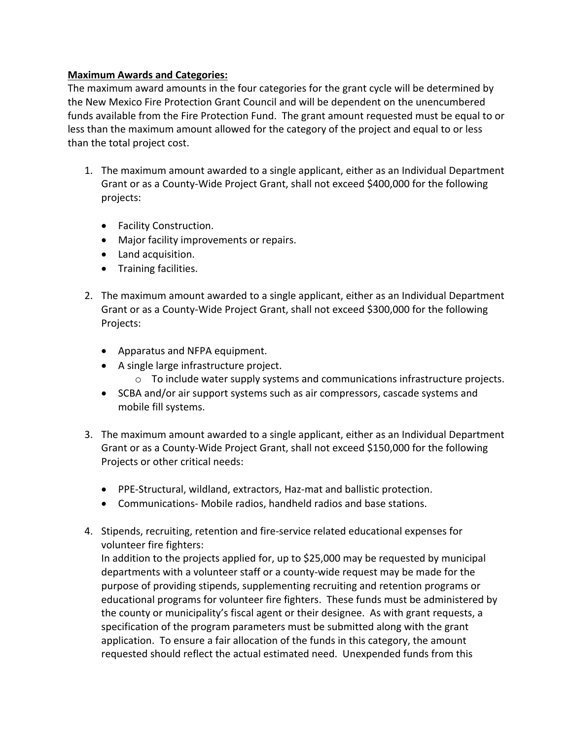**Maximum Awards and Categories:**

The maximum award amounts in the four categories for the grant cycle will be determined by the New Mexico Fire Protection Grant Council and will be dependent on the unencumbered funds available from the Fire Protection Fund. The grant amount requested must be equal to or less than the maximum amount allowed for the category of the project and equal to or less than the total project cost.

1. The maximum amount awarded to a single applicant, either as an Individual Department Grant or as a County-Wide Project Grant, shall not exceed $400,000 for the following projects:

    - Facility Construction.
    - Major facility improvements or repairs.
    - Land acquisition.
    - Training facilities.

2. The maximum amount awarded to a single applicant, either as an Individual Department Grant or as a County-Wide Project Grant, shall not exceed $300,000 for the following Projects:

    - Apparatus and NFPA equipment.
    - A single large infrastructure project.
        - To include water supply systems and communications infrastructure projects.
    - SCBA and/or air support systems such as air compressors, cascade systems and mobile fill systems.

3. The maximum amount awarded to a single applicant, either as an Individual Department Grant or as a County-Wide Project Grant, shall not exceed $150,000 for the following Projects or other critical needs:

    - PPE-Structural, wildland, extractors, Haz-mat and ballistic protection.
    - Communications- Mobile radios, handheld radios and base stations.

4. Stipends, recruiting, retention and fire-service related educational expenses for volunteer fire fighters:
   In addition to the projects applied for, up to $25,000 may be requested by municipal departments with a volunteer staff or a county-wide request may be made for the purpose of providing stipends, supplementing recruiting and retention programs or educational programs for volunteer fire fighters. These funds must be administered by the county or municipality's fiscal agent or their designee. As with grant requests, a specification of the program parameters must be submitted along with the grant application. To ensure a fair allocation of the funds in this category, the amount requested should reflect the actual estimated need. Unexpended funds from this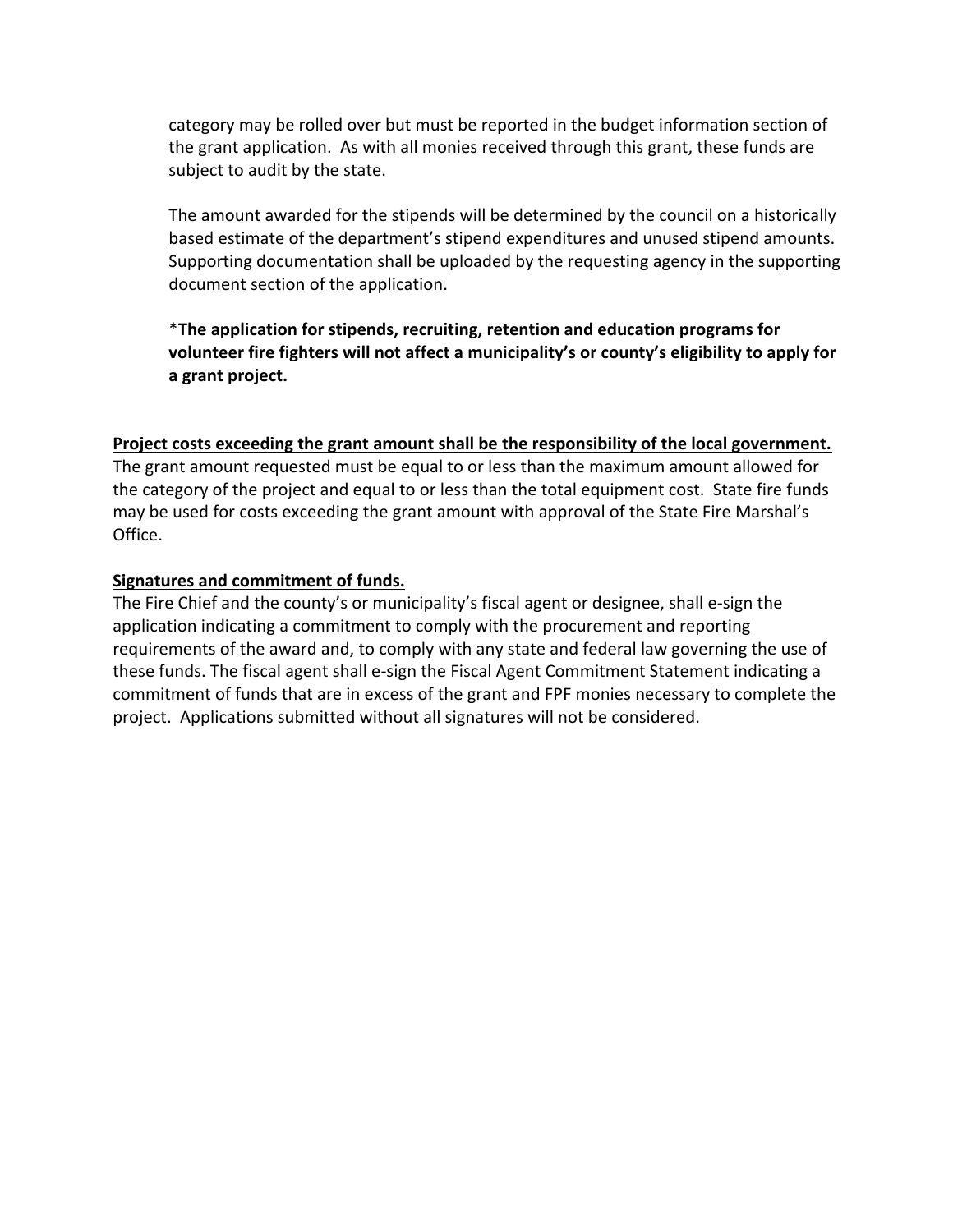category may be rolled over but must be reported in the budget information section of the grant application. As with all monies received through this grant, these funds are subject to audit by the state.

The amount awarded for the stipends will be determined by the council on a historically based estimate of the department's stipend expenditures and unused stipend amounts. Supporting documentation shall be uploaded by the requesting agency in the supporting document section of the application.

*__The application for stipends, recruiting, retention and education programs for volunteer fire fighters will not affect a municipality's or county's eligibility to apply for a grant project.__

**<u>Project costs exceeding the grant amount shall be the responsibility of the local government.</u>**
The grant amount requested must be equal to or less than the maximum amount allowed for the category of the project and equal to or less than the total equipment cost. State fire funds may be used for costs exceeding the grant amount with approval of the State Fire Marshal's Office.

**<u>Signatures and commitment of funds.</u>**
The Fire Chief and the county's or municipality's fiscal agent or designee, shall e-sign the application indicating a commitment to comply with the procurement and reporting requirements of the award and, to comply with any state and federal law governing the use of these funds. The fiscal agent shall e-sign the Fiscal Agent Commitment Statement indicating a commitment of funds that are in excess of the grant and FPF monies necessary to complete the project. Applications submitted without all signatures will not be considered.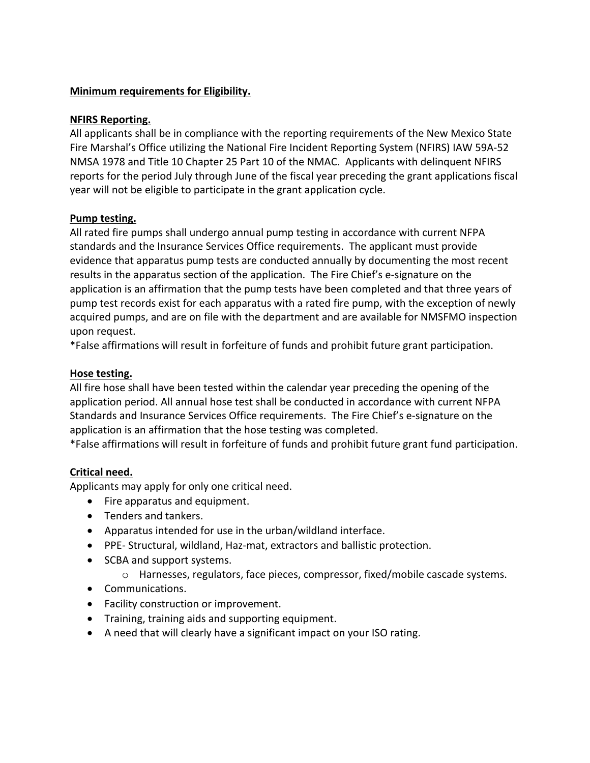**Minimum requirements for Eligibility.**

**NFIRS Reporting.**

All applicants shall be in compliance with the reporting requirements of the New Mexico State Fire Marshal's Office utilizing the National Fire Incident Reporting System (NFIRS) IAW 59A-52 NMSA 1978 and Title 10 Chapter 25 Part 10 of the NMAC. Applicants with delinquent NFIRS reports for the period July through June of the fiscal year preceding the grant applications fiscal year will not be eligible to participate in the grant application cycle.

**Pump testing.**

All rated fire pumps shall undergo annual pump testing in accordance with current NFPA standards and the Insurance Services Office requirements. The applicant must provide evidence that apparatus pump tests are conducted annually by documenting the most recent results in the apparatus section of the application. The Fire Chief's e-signature on the application is an affirmation that the pump tests have been completed and that three years of pump test records exist for each apparatus with a rated fire pump, with the exception of newly acquired pumps, and are on file with the department and are available for NMSFMO inspection upon request.

*False affirmations will result in forfeiture of funds and prohibit future grant participation.

**Hose testing.**

All fire hose shall have been tested within the calendar year preceding the opening of the application period. All annual hose test shall be conducted in accordance with current NFPA Standards and Insurance Services Office requirements. The Fire Chief's e-signature on the application is an affirmation that the hose testing was completed.

*False affirmations will result in forfeiture of funds and prohibit future grant fund participation.

**Critical need.**

Applicants may apply for only one critical need.

- Fire apparatus and equipment.
- Tenders and tankers.
- Apparatus intended for use in the urban/wildland interface.
- PPE- Structural, wildland, Haz-mat, extractors and ballistic protection.
- SCBA and support systems.
  - Harnesses, regulators, face pieces, compressor, fixed/mobile cascade systems.
- Communications.
- Facility construction or improvement.
- Training, training aids and supporting equipment.
- A need that will clearly have a significant impact on your ISO rating.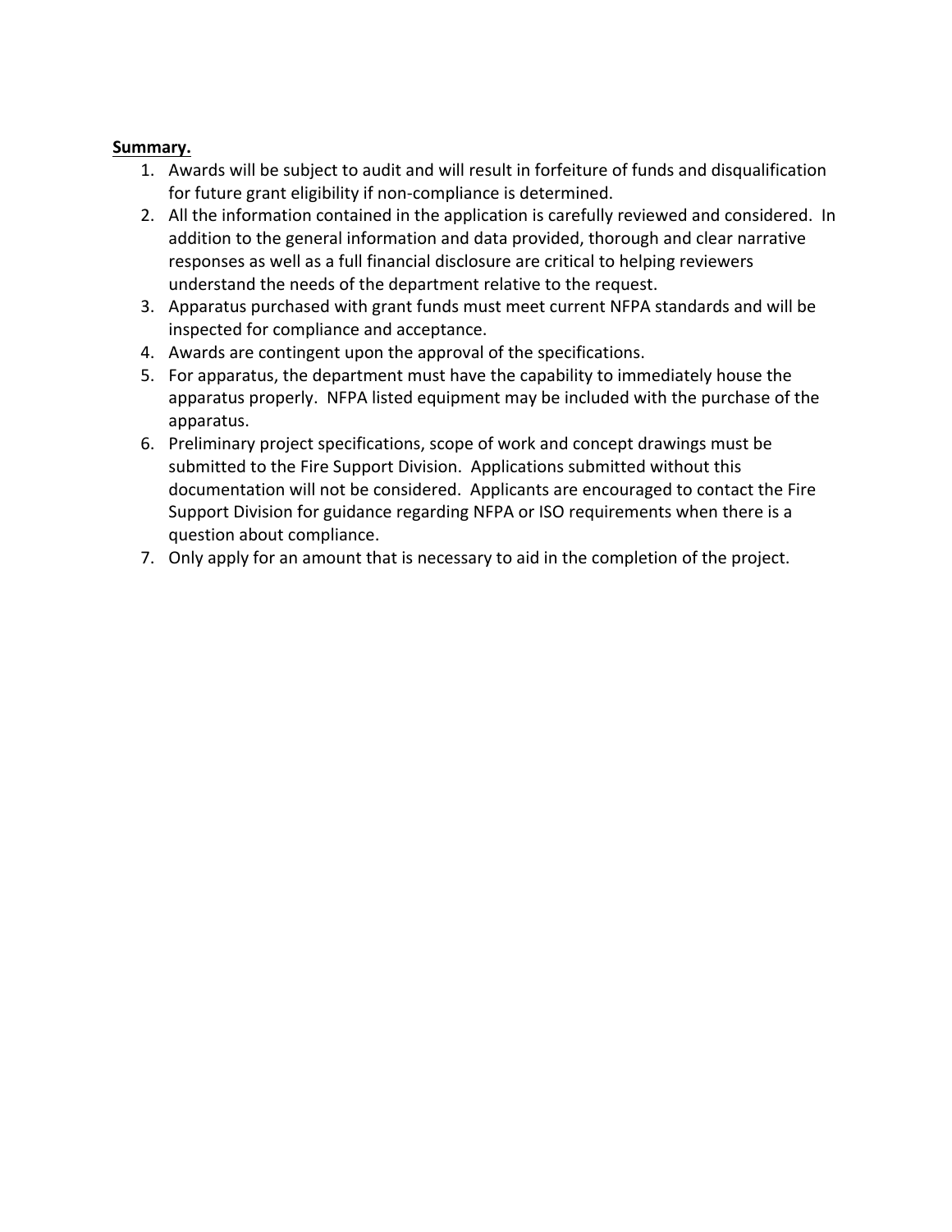**Summary.**

1. Awards will be subject to audit and will result in forfeiture of funds and disqualification for future grant eligibility if non-compliance is determined.
2. All the information contained in the application is carefully reviewed and considered. In addition to the general information and data provided, thorough and clear narrative responses as well as a full financial disclosure are critical to helping reviewers understand the needs of the department relative to the request.
3. Apparatus purchased with grant funds must meet current NFPA standards and will be inspected for compliance and acceptance.
4. Awards are contingent upon the approval of the specifications.
5. For apparatus, the department must have the capability to immediately house the apparatus properly. NFPA listed equipment may be included with the purchase of the apparatus.
6. Preliminary project specifications, scope of work and concept drawings must be submitted to the Fire Support Division. Applications submitted without this documentation will not be considered. Applicants are encouraged to contact the Fire Support Division for guidance regarding NFPA or ISO requirements when there is a question about compliance.
7. Only apply for an amount that is necessary to aid in the completion of the project.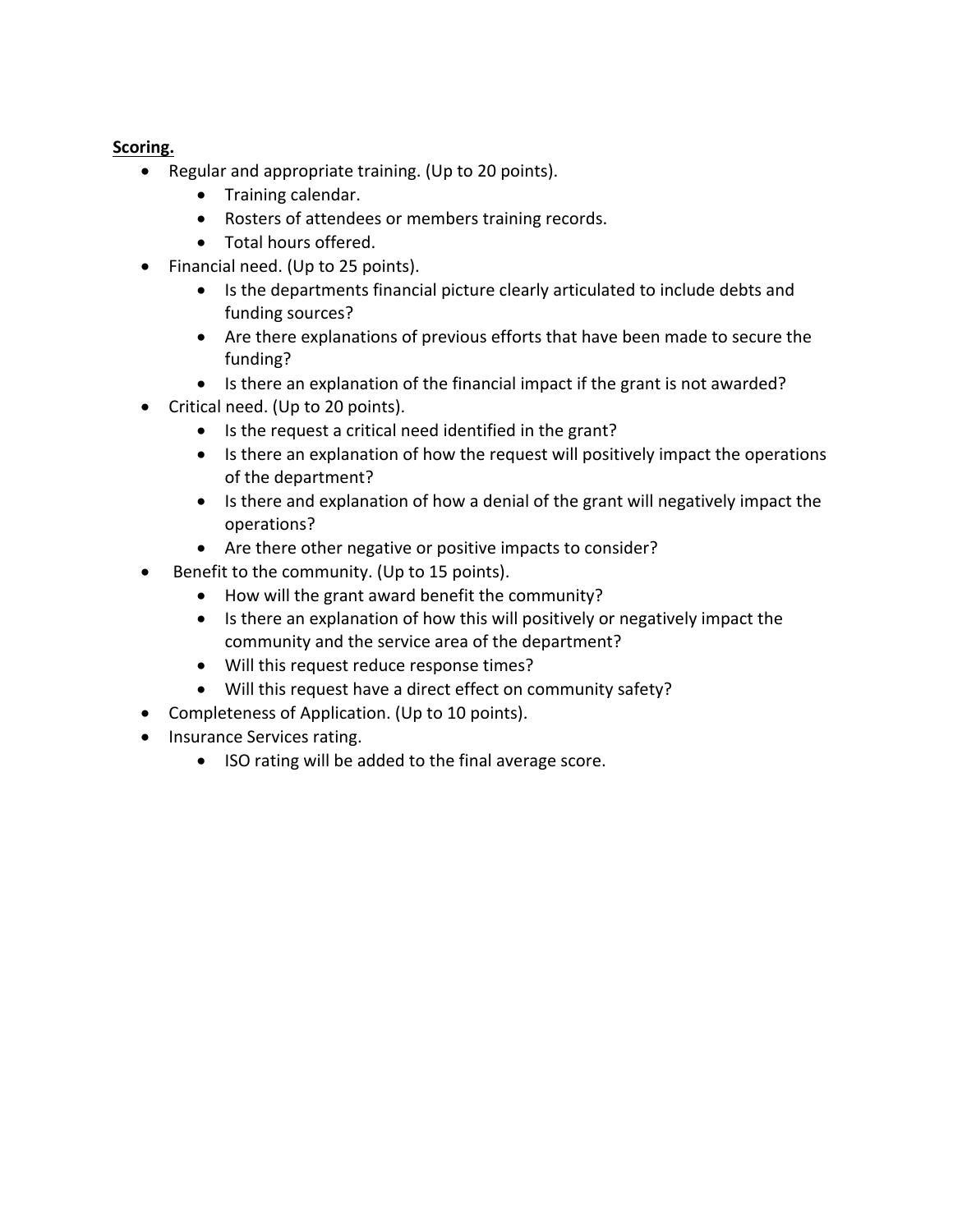**Scoring.**

- Regular and appropriate training. (Up to 20 points).
  - Training calendar.
  - Rosters of attendees or members training records.
  - Total hours offered.
- Financial need. (Up to 25 points).
  - Is the departments financial picture clearly articulated to include debts and funding sources?
  - Are there explanations of previous efforts that have been made to secure the funding?
  - Is there an explanation of the financial impact if the grant is not awarded?
- Critical need. (Up to 20 points).
  - Is the request a critical need identified in the grant?
  - Is there an explanation of how the request will positively impact the operations of the department?
  - Is there and explanation of how a denial of the grant will negatively impact the operations?
  - Are there other negative or positive impacts to consider?
- Benefit to the community. (Up to 15 points).
  - How will the grant award benefit the community?
  - Is there an explanation of how this will positively or negatively impact the community and the service area of the department?
  - Will this request reduce response times?
  - Will this request have a direct effect on community safety?
- Completeness of Application. (Up to 10 points).
- Insurance Services rating.
  - ISO rating will be added to the final average score.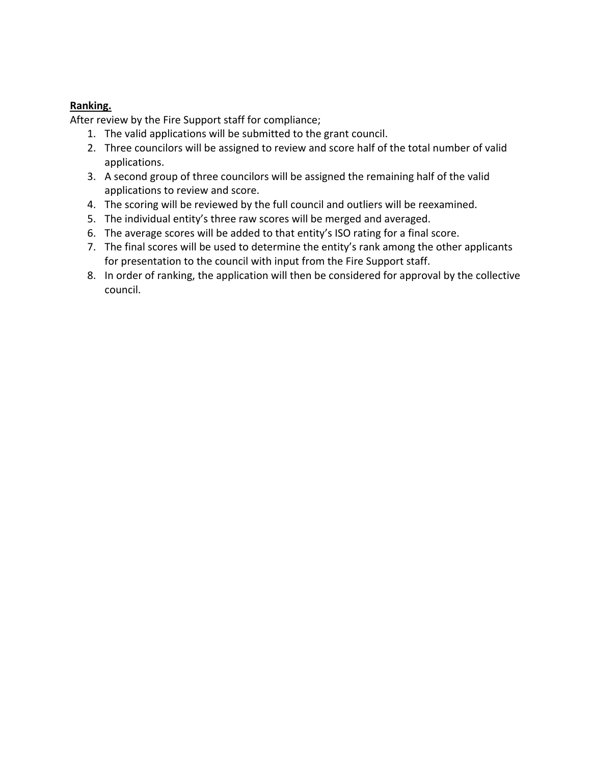**Ranking.**

After review by the Fire Support staff for compliance;

1. The valid applications will be submitted to the grant council.
2. Three councilors will be assigned to review and score half of the total number of valid applications.
3. A second group of three councilors will be assigned the remaining half of the valid applications to review and score.
4. The scoring will be reviewed by the full council and outliers will be reexamined.
5. The individual entity's three raw scores will be merged and averaged.
6. The average scores will be added to that entity's ISO rating for a final score.
7. The final scores will be used to determine the entity's rank among the other applicants for presentation to the council with input from the Fire Support staff.
8. In order of ranking, the application will then be considered for approval by the collective council.